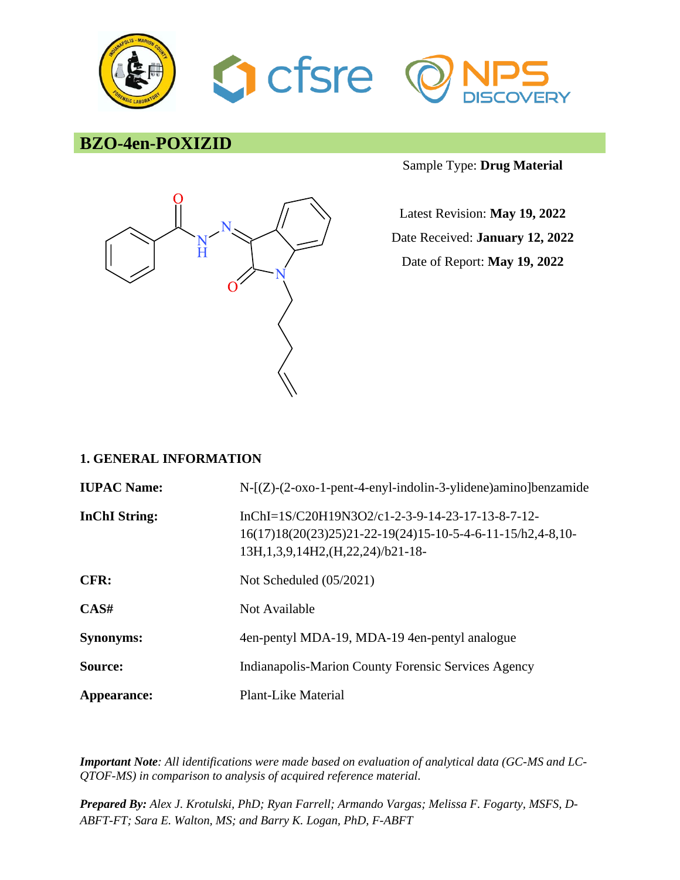# BZO-4en-POXIZID

Sample Type: **Drug Material**

Latest Revision: **May 19, 2022**

Date Received: **January 12, 2022**

Date of Report: **May 19, 2022**

## 1. GENERAL INFORMATION

| | |
|---|---|
| **IUPAC Name:** | N-[(Z)-(2-oxo-1-pent-4-enyl-indolin-3-ylidene)amino]benzamide |
| **InChI String:** | InChI=1S/C20H19N3O2/c1-2-3-9-14-23-17-13-8-7-12-16(17)18(20(23)25)21-22-19(24)15-10-5-4-6-11-15/h2,4-8,10-13H,1,3,9,14H2,(H,22,24)/b21-18- |
| **CFR:** | Not Scheduled (05/2021) |
| **CAS#** | Not Available |
| **Synonyms:** | 4en-pentyl MDA-19, MDA-19 4en-pentyl analogue |
| **Source:** | Indianapolis-Marion County Forensic Services Agency |
| **Appearance:** | Plant-Like Material |

***Important Note****: All identifications were made based on evaluation of analytical data (GC-MS and LC-QTOF-MS) in comparison to analysis of acquired reference material.*

***Prepared By:*** *Alex J. Krotulski, PhD; Ryan Farrell; Armando Vargas; Melissa F. Fogarty, MSFS, D-ABFT-FT; Sara E. Walton, MS; and Barry K. Logan, PhD, F-ABFT*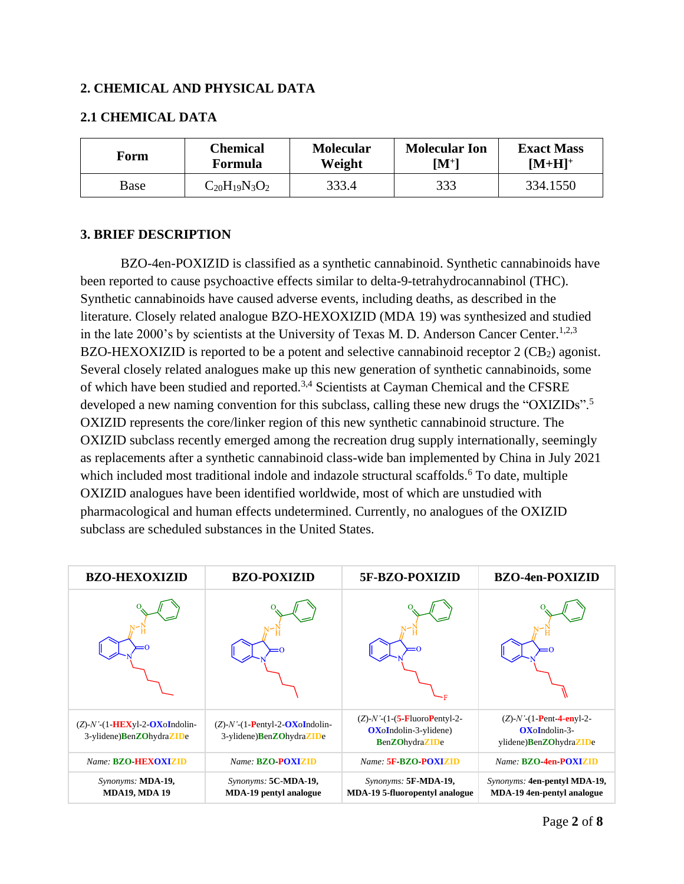## 2. CHEMICAL AND PHYSICAL DATA

### 2.1 CHEMICAL DATA

| Form | Chemical Formula | Molecular Weight | Molecular Ion [M⁺] | Exact Mass [M+H]⁺ |
|---|---|---|---|---|
| Base | $C_{20}H_{19}N_3O_2$ | 333.4 | 333 | 334.1550 |

## 3. BRIEF DESCRIPTION

BZO-4en-POXIZID is classified as a synthetic cannabinoid. Synthetic cannabinoids have been reported to cause psychoactive effects similar to delta-9-tetrahydrocannabinol (THC). Synthetic cannabinoids have caused adverse events, including deaths, as described in the literature. Closely related analogue BZO-HEXOXIZID (MDA 19) was synthesized and studied in the late 2000's by scientists at the University of Texas M. D. Anderson Cancer Center.[1,2,3] BZO-HEXOXIZID is reported to be a potent and selective cannabinoid receptor 2 ($CB_2$) agonist. Several closely related analogues make up this new generation of synthetic cannabinoids, some of which have been studied and reported.[3,4] Scientists at Cayman Chemical and the CFSRE developed a new naming convention for this subclass, calling these new drugs the "OXIZIDs".[5] OXIZID represents the core/linker region of this new synthetic cannabinoid structure. The OXIZID subclass recently emerged among the recreation drug supply internationally, seemingly as replacements after a synthetic cannabinoid class-wide ban implemented by China in July 2021 which included most traditional indole and indazole structural scaffolds.[6] To date, multiple OXIZID analogues have been identified worldwide, most of which are unstudied with pharmacological and human effects undetermined. Currently, no analogues of the OXIZID subclass are scheduled substances in the United States.

| BZO-HEXOXIZID | BZO-POXIZID | 5F-BZO-POXIZID | BZO-4en-POXIZID |
|---|---|---|---|
| | | | |
| (*Z*)-*N'*-(1-**HEX**yl-2-**OX**o**I**ndolin-3-ylidene)**B**en**ZO**hydra**ZID**e | (*Z*)-*N'*-(1-**P**entyl-2-**OX**o**I**ndolin-3-ylidene)**B**en**ZO**hydra**ZID**e | (*Z*)-*N'*-(1-(**5**-**F**luoro**P**entyl-2-**OX**o**I**ndolin-3-ylidene)**B**en**ZO**hydra**ZID**e | (*Z*)-*N'*-(1-**P**ent-**4**-**en**yl-2-**OX**o**I**ndolin-3-ylidene)**B**en**ZO**hydra**ZID**e |
| *Name:* **BZO-HEXOXIZID** | *Name:* **BZO-POXIZID** | *Name:* **5F-BZO-POXIZID** | *Name:* **BZO-4en-POXIZID** |
| *Synonyms:* **MDA-19, MDA19, MDA 19** | *Synonyms:* **5C-MDA-19, MDA-19 pentyl analogue** | *Synonyms:* **5F-MDA-19, MDA-19 5-fluoropentyl analogue** | *Synonyms:* **4en-pentyl MDA-19, MDA-19 4en-pentyl analogue** |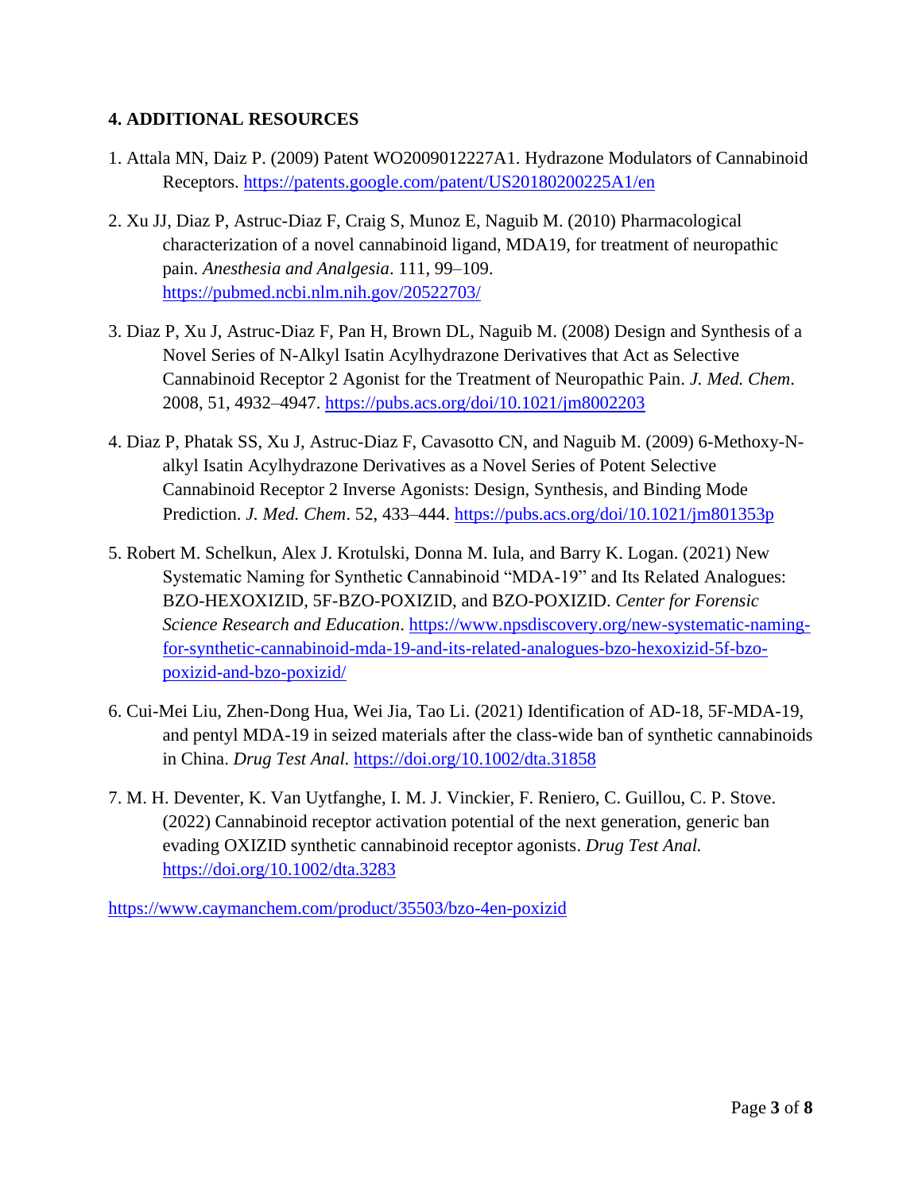## 4. ADDITIONAL RESOURCES

1. Attala MN, Daiz P. (2009) Patent WO2009012227A1. Hydrazone Modulators of Cannabinoid Receptors. https://patents.google.com/patent/US20180200225A1/en
2. Xu JJ, Diaz P, Astruc-Diaz F, Craig S, Munoz E, Naguib M. (2010) Pharmacological characterization of a novel cannabinoid ligand, MDA19, for treatment of neuropathic pain. *Anesthesia and Analgesia*. 111, 99–109. https://pubmed.ncbi.nlm.nih.gov/20522703/
3. Diaz P, Xu J, Astruc-Diaz F, Pan H, Brown DL, Naguib M. (2008) Design and Synthesis of a Novel Series of N-Alkyl Isatin Acylhydrazone Derivatives that Act as Selective Cannabinoid Receptor 2 Agonist for the Treatment of Neuropathic Pain. *J. Med. Chem*. 2008, 51, 4932–4947. https://pubs.acs.org/doi/10.1021/jm8002203
4. Diaz P, Phatak SS, Xu J, Astruc-Diaz F, Cavasotto CN, and Naguib M. (2009) 6-Methoxy-N-alkyl Isatin Acylhydrazone Derivatives as a Novel Series of Potent Selective Cannabinoid Receptor 2 Inverse Agonists: Design, Synthesis, and Binding Mode Prediction. *J. Med. Chem*. 52, 433–444. https://pubs.acs.org/doi/10.1021/jm801353p
5. Robert M. Schelkun, Alex J. Krotulski, Donna M. Iula, and Barry K. Logan. (2021) New Systematic Naming for Synthetic Cannabinoid "MDA-19" and Its Related Analogues: BZO-HEXOXIZID, 5F-BZO-POXIZID, and BZO-POXIZID. *Center for Forensic Science Research and Education*. https://www.npsdiscovery.org/new-systematic-naming-for-synthetic-cannabinoid-mda-19-and-its-related-analogues-bzo-hexoxizid-5f-bzo-poxizid-and-bzo-poxizid/
6. Cui-Mei Liu, Zhen-Dong Hua, Wei Jia, Tao Li. (2021) Identification of AD-18, 5F-MDA-19, and pentyl MDA-19 in seized materials after the class-wide ban of synthetic cannabinoids in China. *Drug Test Anal*. https://doi.org/10.1002/dta.31858
7. M. H. Deventer, K. Van Uytfanghe, I. M. J. Vinckier, F. Reniero, C. Guillou, C. P. Stove. (2022) Cannabinoid receptor activation potential of the next generation, generic ban evading OXIZID synthetic cannabinoid receptor agonists. *Drug Test Anal.* https://doi.org/10.1002/dta.3283

https://www.caymanchem.com/product/35503/bzo-4en-poxizid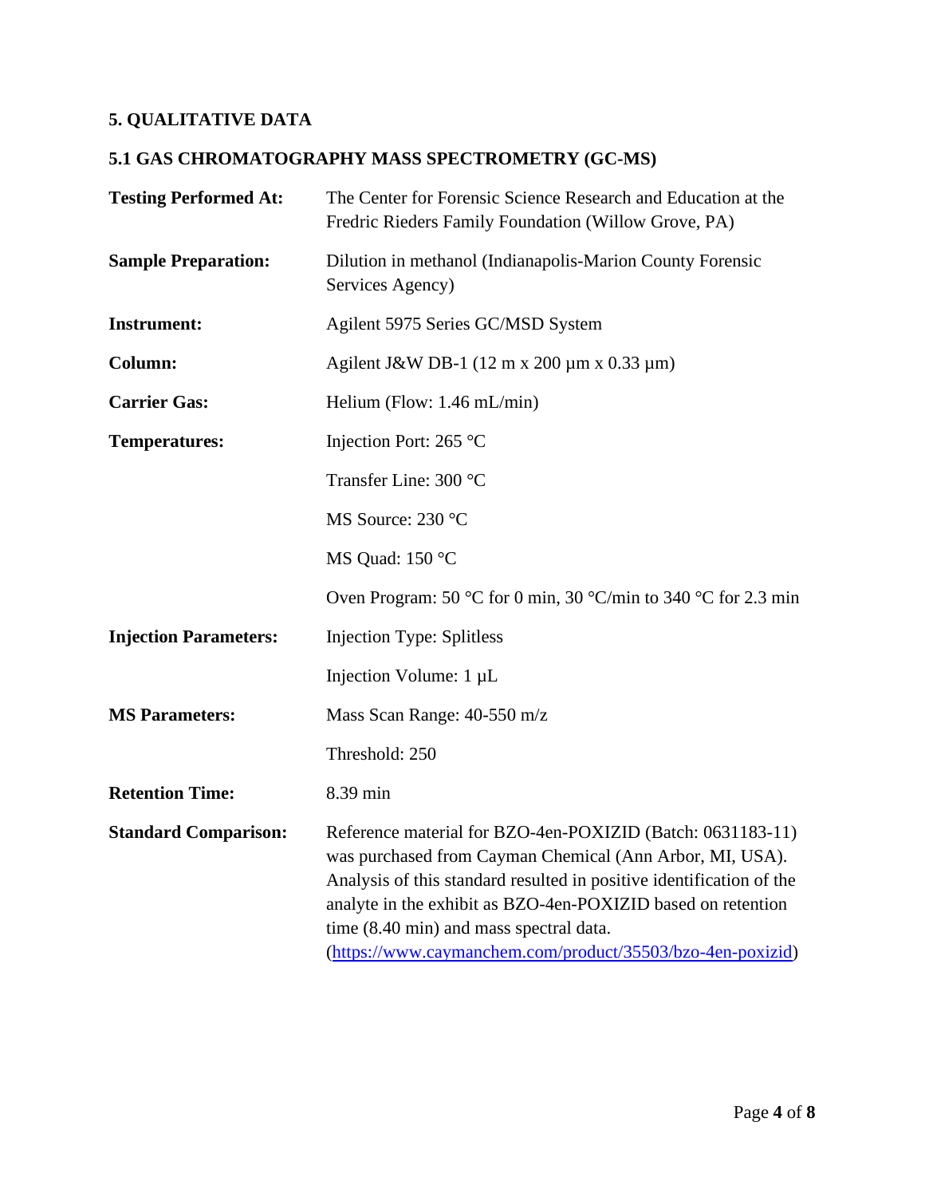## 5. QUALITATIVE DATA

### 5.1 GAS CHROMATOGRAPHY MASS SPECTROMETRY (GC-MS)

| | |
|---|---|
| **Testing Performed At:** | The Center for Forensic Science Research and Education at the Fredric Rieders Family Foundation (Willow Grove, PA) |
| **Sample Preparation:** | Dilution in methanol (Indianapolis-Marion County Forensic Services Agency) |
| **Instrument:** | Agilent 5975 Series GC/MSD System |
| **Column:** | Agilent J&W DB-1 (12 m x 200 µm x 0.33 µm) |
| **Carrier Gas:** | Helium (Flow: 1.46 mL/min) |
| **Temperatures:** | Injection Port: 265 °C |
| | Transfer Line: 300 °C |
| | MS Source: 230 °C |
| | MS Quad: 150 °C |
| | Oven Program: 50 °C for 0 min, 30 °C/min to 340 °C for 2.3 min |
| **Injection Parameters:** | Injection Type: Splitless |
| | Injection Volume: 1 µL |
| **MS Parameters:** | Mass Scan Range: 40-550 m/z |
| | Threshold: 250 |
| **Retention Time:** | 8.39 min |
| **Standard Comparison:** | Reference material for BZO-4en-POXIZID (Batch: 0631183-11) was purchased from Cayman Chemical (Ann Arbor, MI, USA). Analysis of this standard resulted in positive identification of the analyte in the exhibit as BZO-4en-POXIZID based on retention time (8.40 min) and mass spectral data. (https://www.caymanchem.com/product/35503/bzo-4en-poxizid) |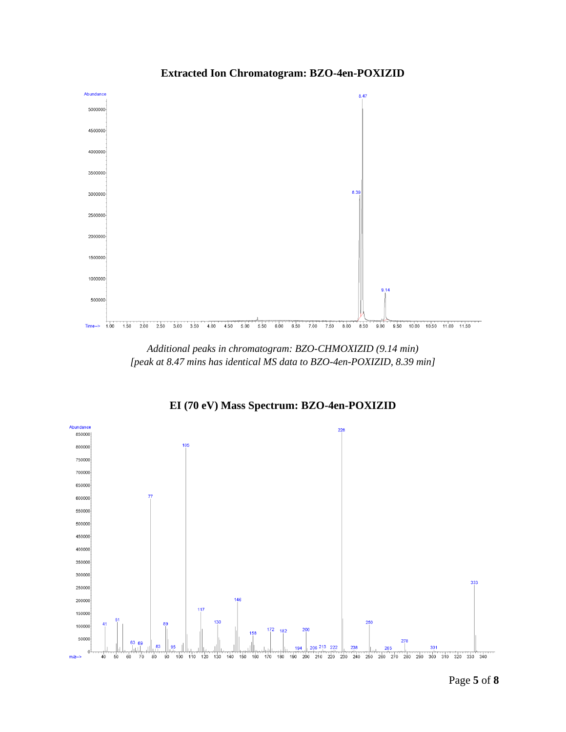## Extracted Ion Chromatogram: BZO-4en-POXIZID

Abundance

5000000
4500000
4000000
3500000
3000000
2500000
2000000
1500000
1000000
500000

Time--> 1.00 1.50 2.00 2.50 3.00 3.50 4.00 4.50 5.00 5.50 6.00 6.50 7.00 7.50 8.00 8.50 9.00 9.50 10.00 10.50 11.00 11.50

8.47
8.39
9.14

*Additional peaks in chromatogram: BZO-CHMOXIZID (9.14 min)*
*[peak at 8.47 mins has identical MS data to BZO-4en-POXIZID, 8.39 min]*

## EI (70 eV) Mass Spectrum: BZO-4en-POXIZID

Abundance

850000
800000
750000
700000
650000
600000
550000
500000
450000
400000
350000
300000
250000
200000
150000
100000
50000
0

m/z--> 40 50 60 70 80 90 100 110 120 130 140 150 160 170 180 190 200 210 220 230 240 250 260 270 280 290 300 310 320 330 340

41
51
63
69
77
83
89
95
105
117
130
146
158
172
182
194
200
206
213
222
228
238
250
265
278
301
333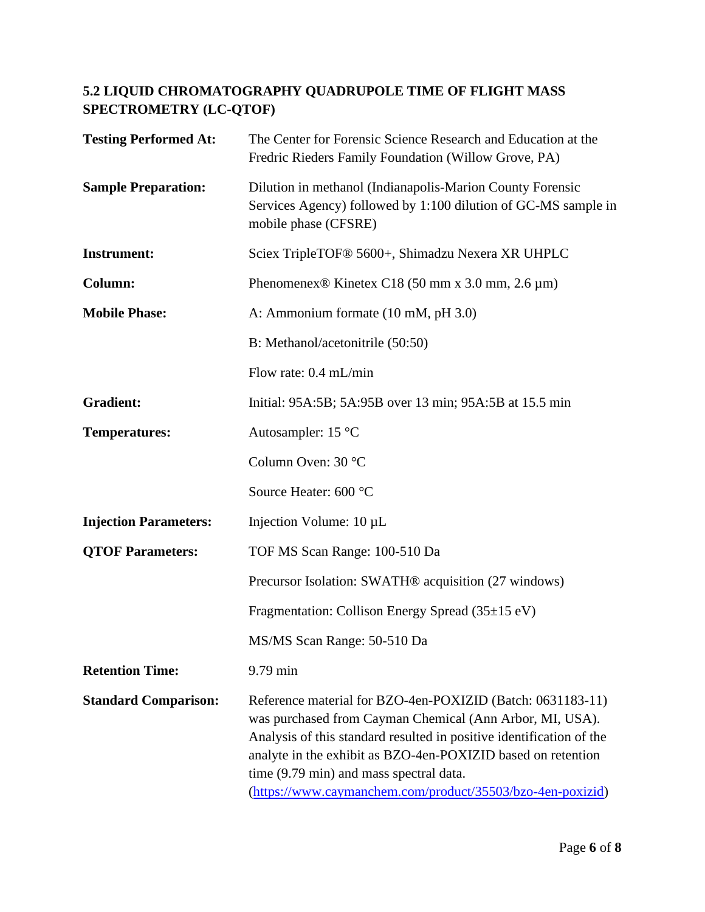## 5.2 LIQUID CHROMATOGRAPHY QUADRUPOLE TIME OF FLIGHT MASS SPECTROMETRY (LC-QTOF)

| | |
|---|---|
| **Testing Performed At:** | The Center for Forensic Science Research and Education at the Fredric Rieders Family Foundation (Willow Grove, PA) |
| **Sample Preparation:** | Dilution in methanol (Indianapolis-Marion County Forensic Services Agency) followed by 1:100 dilution of GC-MS sample in mobile phase (CFSRE) |
| **Instrument:** | Sciex TripleTOF® 5600+, Shimadzu Nexera XR UHPLC |
| **Column:** | Phenomenex® Kinetex C18 (50 mm x 3.0 mm, 2.6 µm) |
| **Mobile Phase:** | A: Ammonium formate (10 mM, pH 3.0) |
| | B: Methanol/acetonitrile (50:50) |
| | Flow rate: 0.4 mL/min |
| **Gradient:** | Initial: 95A:5B; 5A:95B over 13 min; 95A:5B at 15.5 min |
| **Temperatures:** | Autosampler: 15 °C |
| | Column Oven: 30 °C |
| | Source Heater: 600 °C |
| **Injection Parameters:** | Injection Volume: 10 µL |
| **QTOF Parameters:** | TOF MS Scan Range: 100-510 Da |
| | Precursor Isolation: SWATH® acquisition (27 windows) |
| | Fragmentation: Collison Energy Spread (35±15 eV) |
| | MS/MS Scan Range: 50-510 Da |
| **Retention Time:** | 9.79 min |
| **Standard Comparison:** | Reference material for BZO-4en-POXIZID (Batch: 0631183-11) was purchased from Cayman Chemical (Ann Arbor, MI, USA). Analysis of this standard resulted in positive identification of the analyte in the exhibit as BZO-4en-POXIZID based on retention time (9.79 min) and mass spectral data. (https://www.caymanchem.com/product/35503/bzo-4en-poxizid) |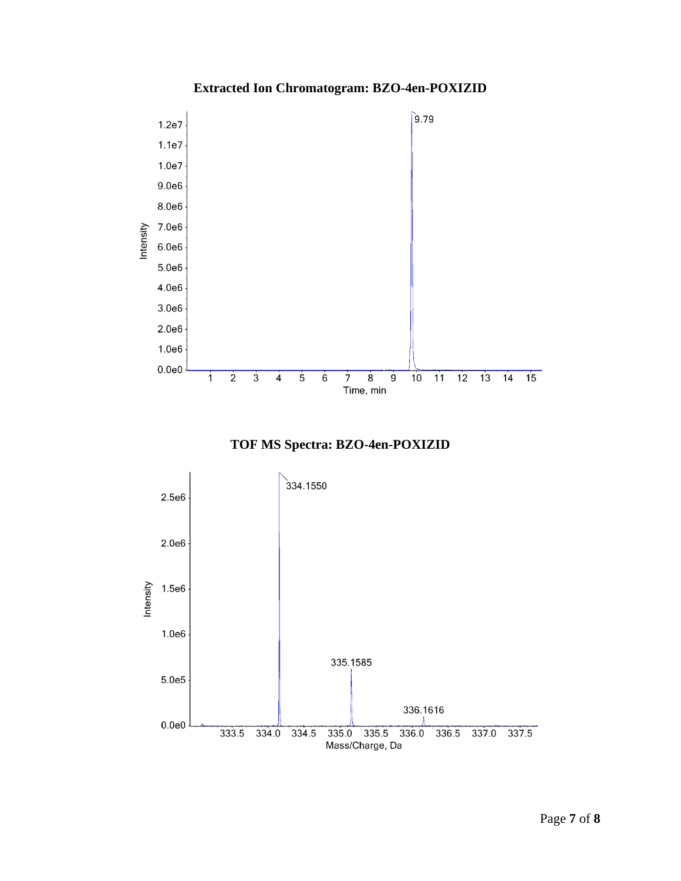**Extracted Ion Chromatogram: BZO-4en-POXIZID**

9.79

Intensity

1.2e7
1.1e7
1.0e7
9.0e6
8.0e6
7.0e6
6.0e6
5.0e6
4.0e6
3.0e6
2.0e6
1.0e6
0.0e0

1 2 3 4 5 6 7 8 9 10 11 12 13 14 15

Time, min

**TOF MS Spectra: BZO-4en-POXIZID**

334.1550

335.1585

336.1616

Intensity

2.5e6
2.0e6
1.5e6
1.0e6
5.0e5
0.0e0

333.5 334.0 334.5 335.0 335.5 336.0 336.5 337.0 337.5

Mass/Charge, Da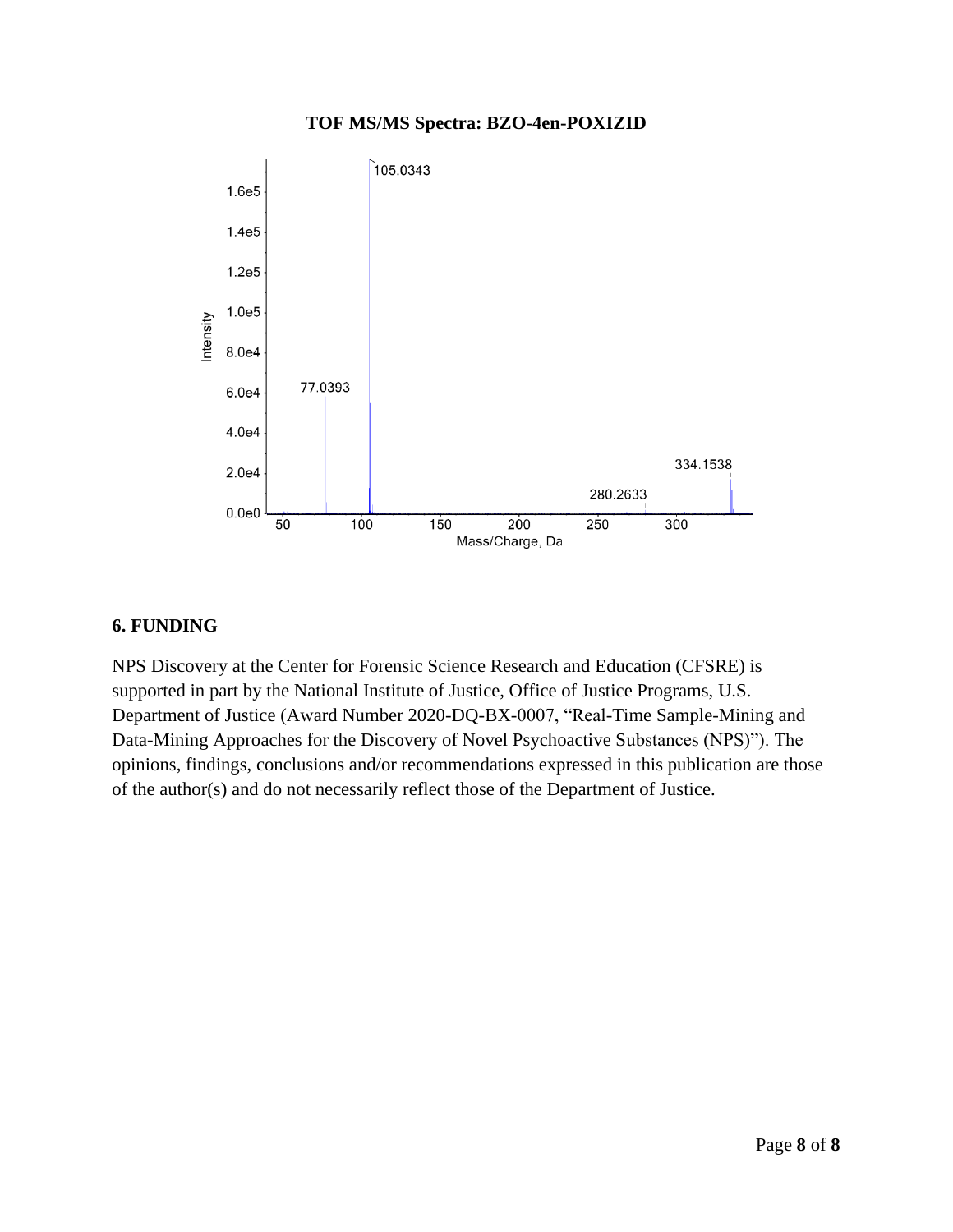**TOF MS/MS Spectra: BZO-4en-POXIZID**

105.0343

77.0393

334.1538

280.2633

Intensity

1.6e5

1.4e5

1.2e5

1.0e5

8.0e4

6.0e4

4.0e4

2.0e4

0.0e0

50

100

150

200

250

300

Mass/Charge, Da

## 6. FUNDING

NPS Discovery at the Center for Forensic Science Research and Education (CFSRE) is supported in part by the National Institute of Justice, Office of Justice Programs, U.S. Department of Justice (Award Number 2020-DQ-BX-0007, "Real-Time Sample-Mining and Data-Mining Approaches for the Discovery of Novel Psychoactive Substances (NPS)"). The opinions, findings, conclusions and/or recommendations expressed in this publication are those of the author(s) and do not necessarily reflect those of the Department of Justice.